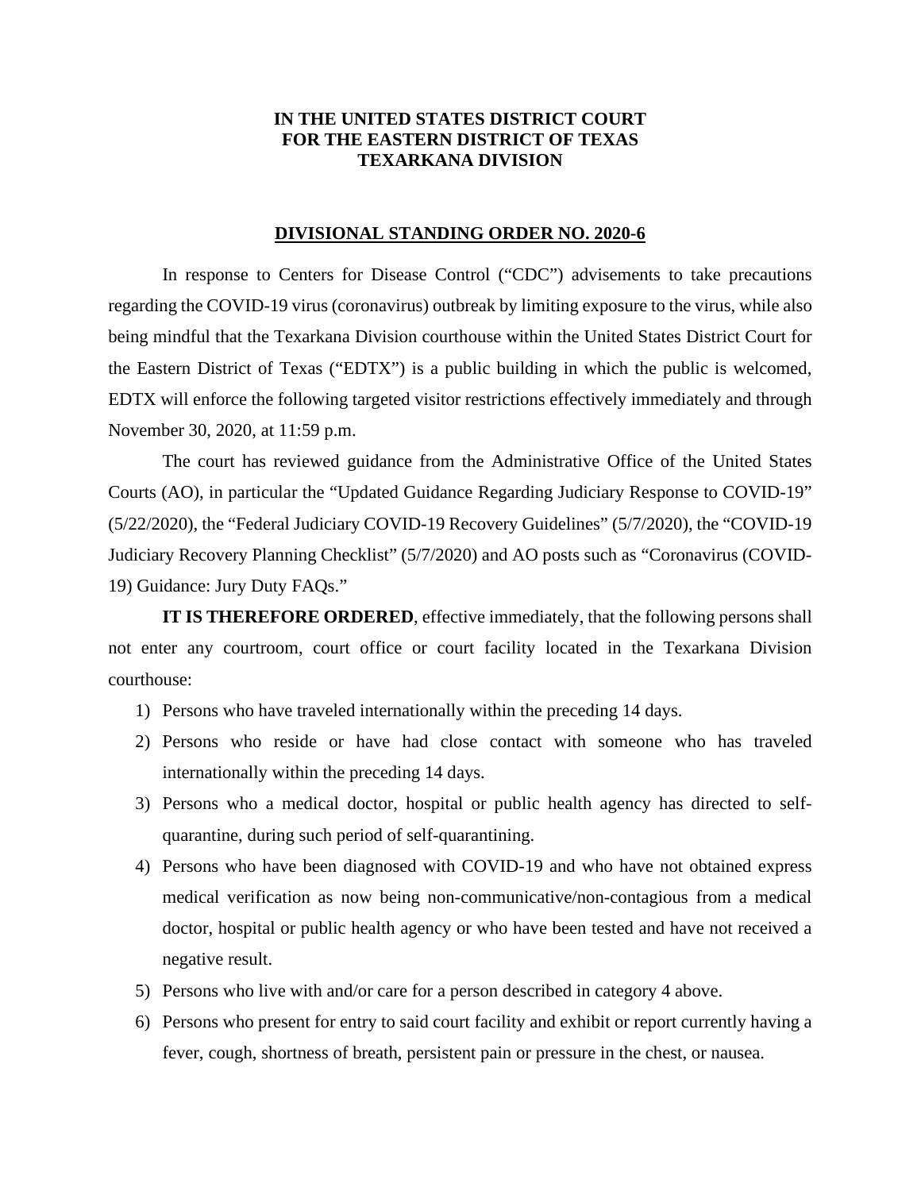**IN THE UNITED STATES DISTRICT COURT**
**FOR THE EASTERN DISTRICT OF TEXAS**
**TEXARKANA DIVISION**

**DIVISIONAL STANDING ORDER NO. 2020-6**

In response to Centers for Disease Control ("CDC") advisements to take precautions regarding the COVID-19 virus (coronavirus) outbreak by limiting exposure to the virus, while also being mindful that the Texarkana Division courthouse within the United States District Court for the Eastern District of Texas ("EDTX") is a public building in which the public is welcomed, EDTX will enforce the following targeted visitor restrictions effectively immediately and through November 30, 2020, at 11:59 p.m.

The court has reviewed guidance from the Administrative Office of the United States Courts (AO), in particular the "Updated Guidance Regarding Judiciary Response to COVID-19" (5/22/2020), the "Federal Judiciary COVID-19 Recovery Guidelines" (5/7/2020), the "COVID-19 Judiciary Recovery Planning Checklist" (5/7/2020) and AO posts such as "Coronavirus (COVID-19) Guidance: Jury Duty FAQs."

**IT IS THEREFORE ORDERED**, effective immediately, that the following persons shall not enter any courtroom, court office or court facility located in the Texarkana Division courthouse:

1) Persons who have traveled internationally within the preceding 14 days.
2) Persons who reside or have had close contact with someone who has traveled internationally within the preceding 14 days.
3) Persons who a medical doctor, hospital or public health agency has directed to self-quarantine, during such period of self-quarantining.
4) Persons who have been diagnosed with COVID-19 and who have not obtained express medical verification as now being non-communicative/non-contagious from a medical doctor, hospital or public health agency or who have been tested and have not received a negative result.
5) Persons who live with and/or care for a person described in category 4 above.
6) Persons who present for entry to said court facility and exhibit or report currently having a fever, cough, shortness of breath, persistent pain or pressure in the chest, or nausea.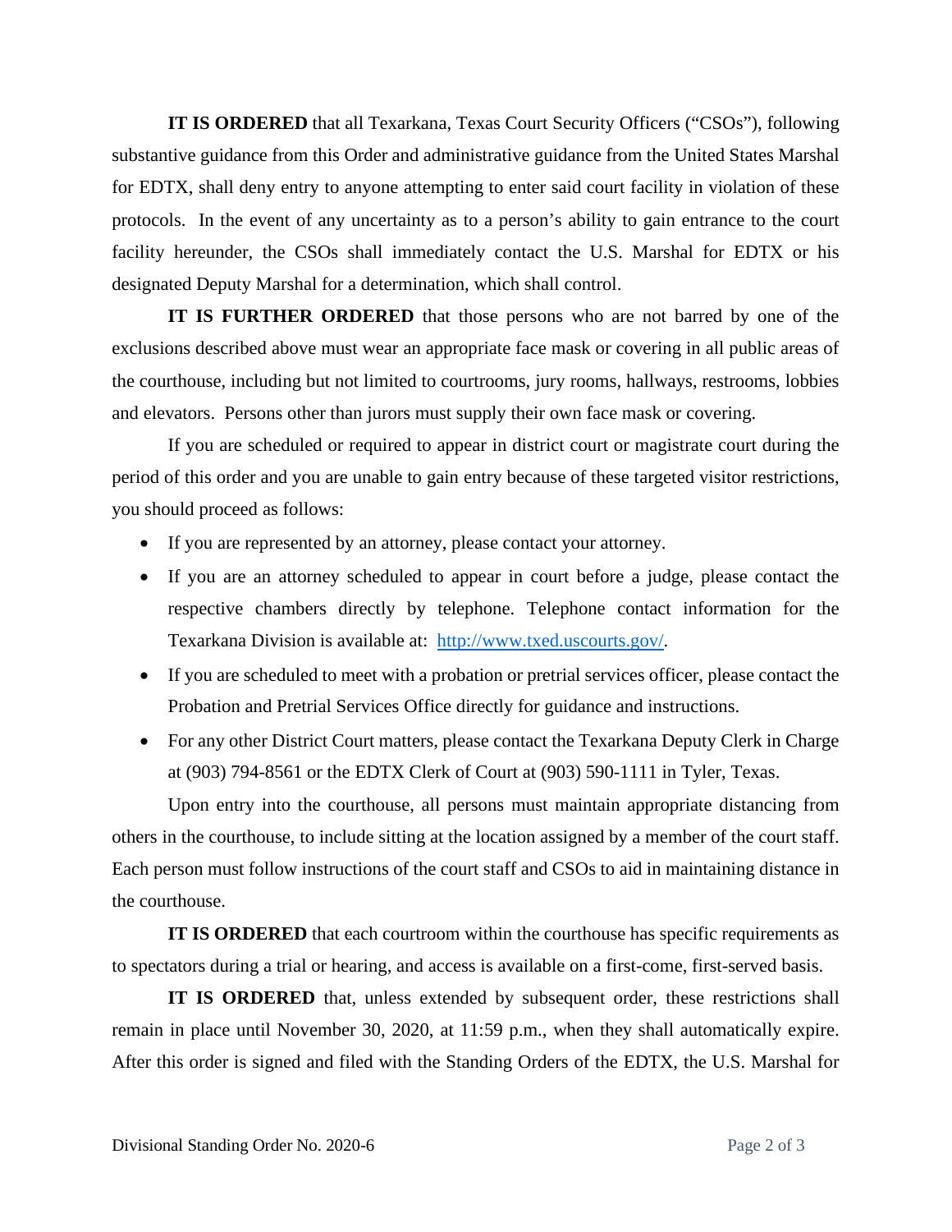**IT IS ORDERED** that all Texarkana, Texas Court Security Officers ("CSOs"), following substantive guidance from this Order and administrative guidance from the United States Marshal for EDTX, shall deny entry to anyone attempting to enter said court facility in violation of these protocols. In the event of any uncertainty as to a person's ability to gain entrance to the court facility hereunder, the CSOs shall immediately contact the U.S. Marshal for EDTX or his designated Deputy Marshal for a determination, which shall control.

**IT IS FURTHER ORDERED** that those persons who are not barred by one of the exclusions described above must wear an appropriate face mask or covering in all public areas of the courthouse, including but not limited to courtrooms, jury rooms, hallways, restrooms, lobbies and elevators. Persons other than jurors must supply their own face mask or covering.

If you are scheduled or required to appear in district court or magistrate court during the period of this order and you are unable to gain entry because of these targeted visitor restrictions, you should proceed as follows:

- If you are represented by an attorney, please contact your attorney.
- If you are an attorney scheduled to appear in court before a judge, please contact the respective chambers directly by telephone. Telephone contact information for the Texarkana Division is available at: http://www.txed.uscourts.gov/.
- If you are scheduled to meet with a probation or pretrial services officer, please contact the Probation and Pretrial Services Office directly for guidance and instructions.
- For any other District Court matters, please contact the Texarkana Deputy Clerk in Charge at (903) 794-8561 or the EDTX Clerk of Court at (903) 590-1111 in Tyler, Texas.

Upon entry into the courthouse, all persons must maintain appropriate distancing from others in the courthouse, to include sitting at the location assigned by a member of the court staff. Each person must follow instructions of the court staff and CSOs to aid in maintaining distance in the courthouse.

**IT IS ORDERED** that each courtroom within the courthouse has specific requirements as to spectators during a trial or hearing, and access is available on a first-come, first-served basis.

**IT IS ORDERED** that, unless extended by subsequent order, these restrictions shall remain in place until November 30, 2020, at 11:59 p.m., when they shall automatically expire. After this order is signed and filed with the Standing Orders of the EDTX, the U.S. Marshal for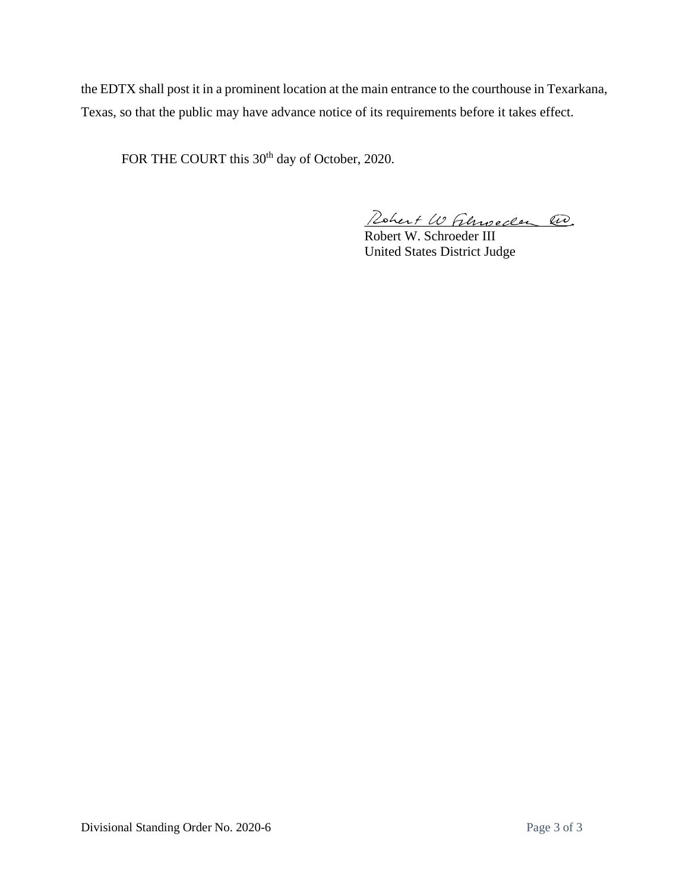the EDTX shall post it in a prominent location at the main entrance to the courthouse in Texarkana, Texas, so that the public may have advance notice of its requirements before it takes effect.

FOR THE COURT this 30th day of October, 2020.

Robert W. Schroeder III
United States District Judge